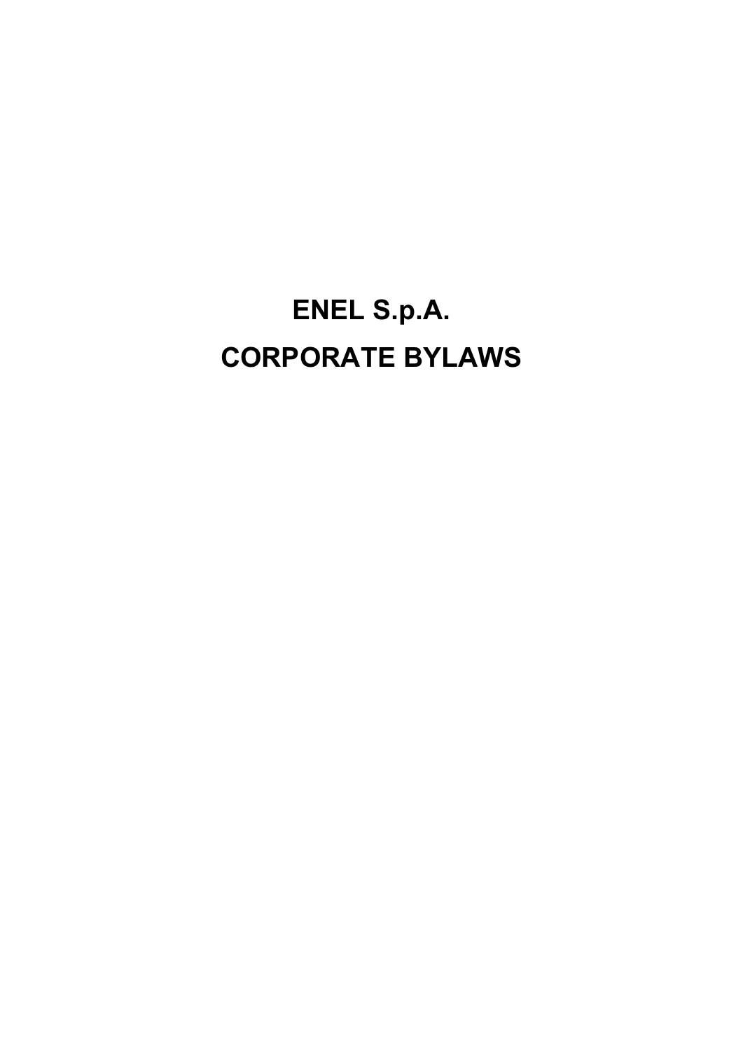# ENEL S.p.A.

# CORPORATE BYLAWS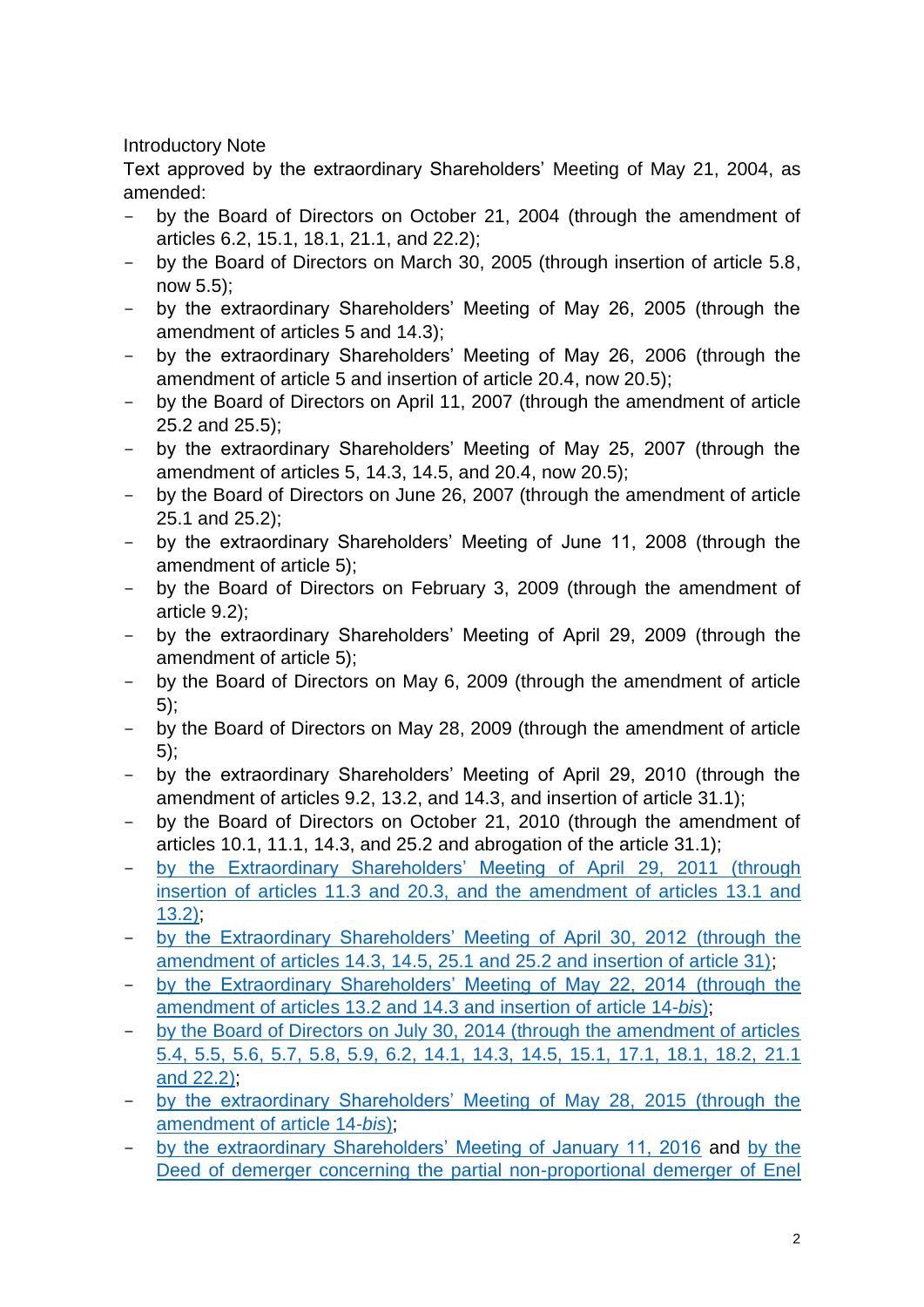Introductory Note

Text approved by the extraordinary Shareholders' Meeting of May 21, 2004, as amended:

- by the Board of Directors on October 21, 2004 (through the amendment of articles 6.2, 15.1, 18.1, 21.1, and 22.2);
- by the Board of Directors on March 30, 2005 (through insertion of article 5.8, now 5.5);
- by the extraordinary Shareholders' Meeting of May 26, 2005 (through the amendment of articles 5 and 14.3);
- by the extraordinary Shareholders' Meeting of May 26, 2006 (through the amendment of article 5 and insertion of article 20.4, now 20.5);
- by the Board of Directors on April 11, 2007 (through the amendment of article 25.2 and 25.5);
- by the extraordinary Shareholders' Meeting of May 25, 2007 (through the amendment of articles 5, 14.3, 14.5, and 20.4, now 20.5);
- by the Board of Directors on June 26, 2007 (through the amendment of article 25.1 and 25.2);
- by the extraordinary Shareholders' Meeting of June 11, 2008 (through the amendment of article 5);
- by the Board of Directors on February 3, 2009 (through the amendment of article 9.2);
- by the extraordinary Shareholders' Meeting of April 29, 2009 (through the amendment of article 5);
- by the Board of Directors on May 6, 2009 (through the amendment of article 5);
- by the Board of Directors on May 28, 2009 (through the amendment of article 5);
- by the extraordinary Shareholders' Meeting of April 29, 2010 (through the amendment of articles 9.2, 13.2, and 14.3, and insertion of article 31.1);
- by the Board of Directors on October 21, 2010 (through the amendment of articles 10.1, 11.1, 14.3, and 25.2 and abrogation of the article 31.1);
- by the Extraordinary Shareholders' Meeting of April 29, 2011 (through insertion of articles 11.3 and 20.3, and the amendment of articles 13.1 and 13.2);
- by the Extraordinary Shareholders' Meeting of April 30, 2012 (through the amendment of articles 14.3, 14.5, 25.1 and 25.2 and insertion of article 31);
- by the Extraordinary Shareholders' Meeting of May 22, 2014 (through the amendment of articles 13.2 and 14.3 and insertion of article 14-*bis*);
- by the Board of Directors on July 30, 2014 (through the amendment of articles 5.4, 5.5, 5.6, 5.7, 5.8, 5.9, 6.2, 14.1, 14.3, 14.5, 15.1, 17.1, 18.1, 18.2, 21.1 and 22.2);
- by the extraordinary Shareholders' Meeting of May 28, 2015 (through the amendment of article 14-*bis*);
- by the extraordinary Shareholders' Meeting of January 11, 2016 and by the Deed of demerger concerning the partial non-proportional demerger of Enel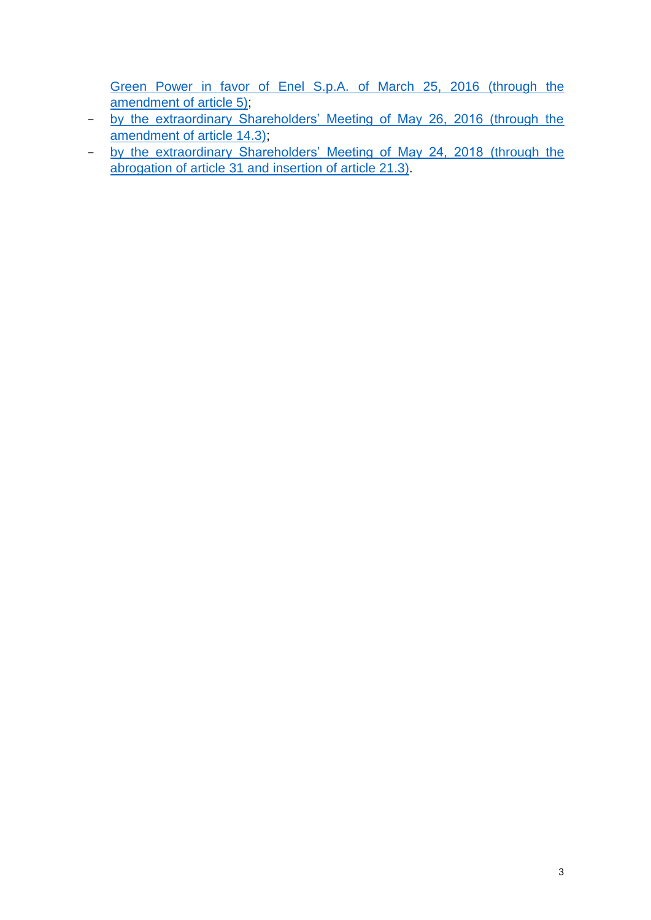Green Power in favor of Enel S.p.A. of March 25, 2016 (through the amendment of article 5);

- by the extraordinary Shareholders' Meeting of May 26, 2016 (through the amendment of article 14.3);
- by the extraordinary Shareholders' Meeting of May 24, 2018 (through the abrogation of article 31 and insertion of article 21.3).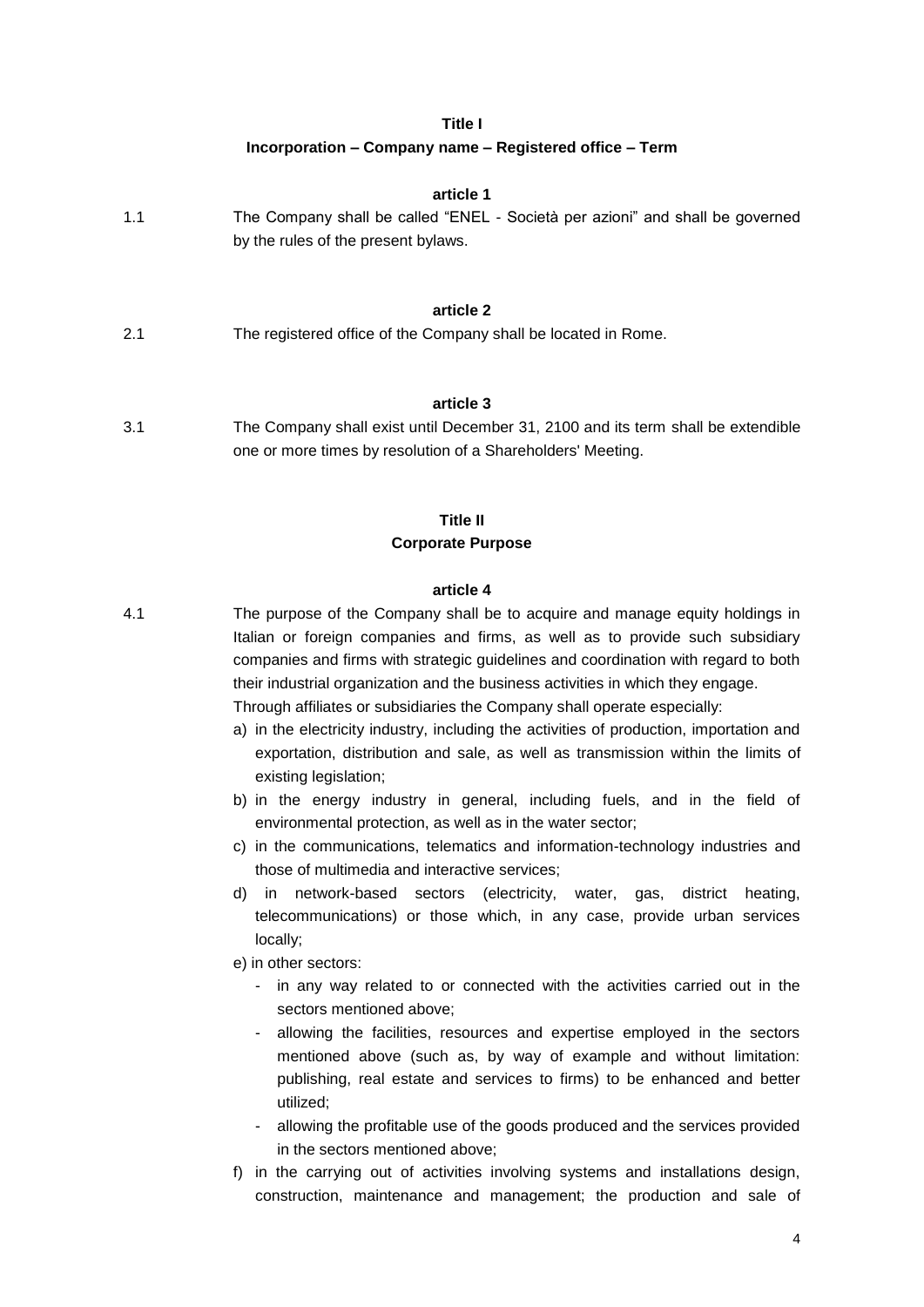## Title I

### Incorporation – Company name – Registered office – Term

**article 1**

1.1 The Company shall be called "ENEL - Società per azioni" and shall be governed by the rules of the present bylaws.

**article 2**

2.1 The registered office of the Company shall be located in Rome.

**article 3**

3.1 The Company shall exist until December 31, 2100 and its term shall be extendible one or more times by resolution of a Shareholders' Meeting.

## Title II

### Corporate Purpose

**article 4**

4.1 The purpose of the Company shall be to acquire and manage equity holdings in Italian or foreign companies and firms, as well as to provide such subsidiary companies and firms with strategic guidelines and coordination with regard to both their industrial organization and the business activities in which they engage.

Through affiliates or subsidiaries the Company shall operate especially:

a) in the electricity industry, including the activities of production, importation and exportation, distribution and sale, as well as transmission within the limits of existing legislation;

b) in the energy industry in general, including fuels, and in the field of environmental protection, as well as in the water sector;

c) in the communications, telematics and information-technology industries and those of multimedia and interactive services;

d) in network-based sectors (electricity, water, gas, district heating, telecommunications) or those which, in any case, provide urban services locally;

e) in other sectors:

- in any way related to or connected with the activities carried out in the sectors mentioned above;
- allowing the facilities, resources and expertise employed in the sectors mentioned above (such as, by way of example and without limitation: publishing, real estate and services to firms) to be enhanced and better utilized;
- allowing the profitable use of the goods produced and the services provided in the sectors mentioned above;

f) in the carrying out of activities involving systems and installations design, construction, maintenance and management; the production and sale of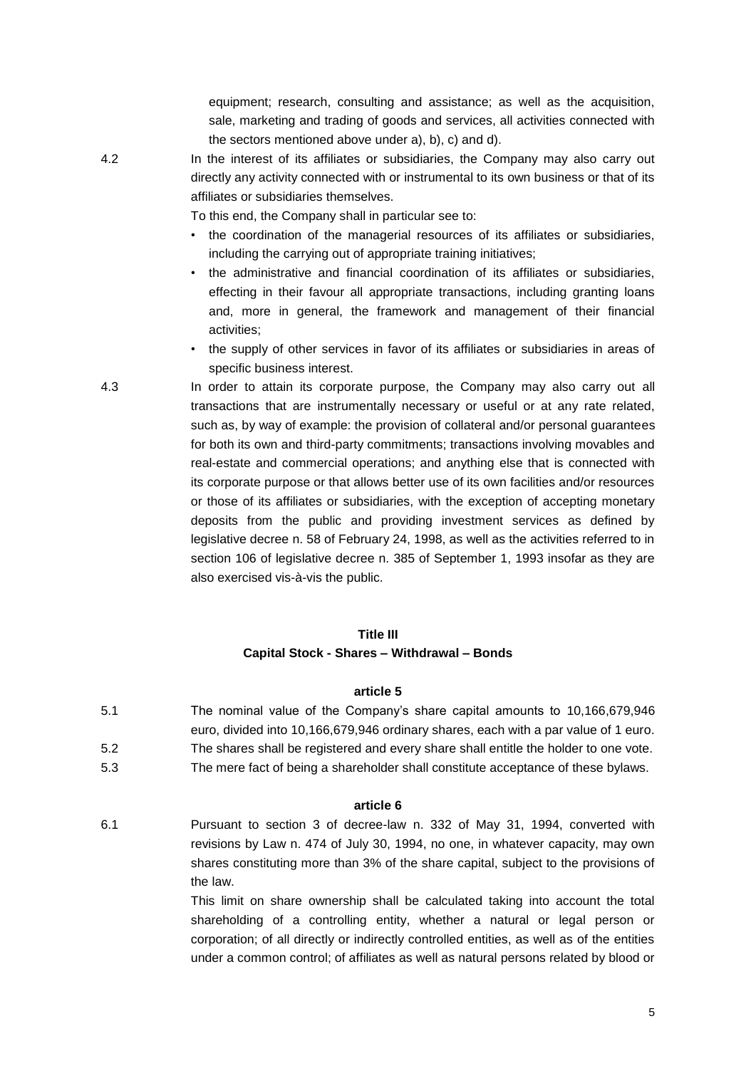equipment; research, consulting and assistance; as well as the acquisition, sale, marketing and trading of goods and services, all activities connected with the sectors mentioned above under a), b), c) and d).

4.2 In the interest of its affiliates or subsidiaries, the Company may also carry out directly any activity connected with or instrumental to its own business or that of its affiliates or subsidiaries themselves.

To this end, the Company shall in particular see to:

- the coordination of the managerial resources of its affiliates or subsidiaries, including the carrying out of appropriate training initiatives;
- the administrative and financial coordination of its affiliates or subsidiaries, effecting in their favour all appropriate transactions, including granting loans and, more in general, the framework and management of their financial activities;
- the supply of other services in favor of its affiliates or subsidiaries in areas of specific business interest.

4.3 In order to attain its corporate purpose, the Company may also carry out all transactions that are instrumentally necessary or useful or at any rate related, such as, by way of example: the provision of collateral and/or personal guarantees for both its own and third-party commitments; transactions involving movables and real-estate and commercial operations; and anything else that is connected with its corporate purpose or that allows better use of its own facilities and/or resources or those of its affiliates or subsidiaries, with the exception of accepting monetary deposits from the public and providing investment services as defined by legislative decree n. 58 of February 24, 1998, as well as the activities referred to in section 106 of legislative decree n. 385 of September 1, 1993 insofar as they are also exercised vis-à-vis the public.

## Title III
## Capital Stock - Shares – Withdrawal – Bonds

### article 5

5.1 The nominal value of the Company's share capital amounts to 10,166,679,946 euro, divided into 10,166,679,946 ordinary shares, each with a par value of 1 euro.

5.2 The shares shall be registered and every share shall entitle the holder to one vote.

5.3 The mere fact of being a shareholder shall constitute acceptance of these bylaws.

### article 6

6.1 Pursuant to section 3 of decree-law n. 332 of May 31, 1994, converted with revisions by Law n. 474 of July 30, 1994, no one, in whatever capacity, may own shares constituting more than 3% of the share capital, subject to the provisions of the law.

This limit on share ownership shall be calculated taking into account the total shareholding of a controlling entity, whether a natural or legal person or corporation; of all directly or indirectly controlled entities, as well as of the entities under a common control; of affiliates as well as natural persons related by blood or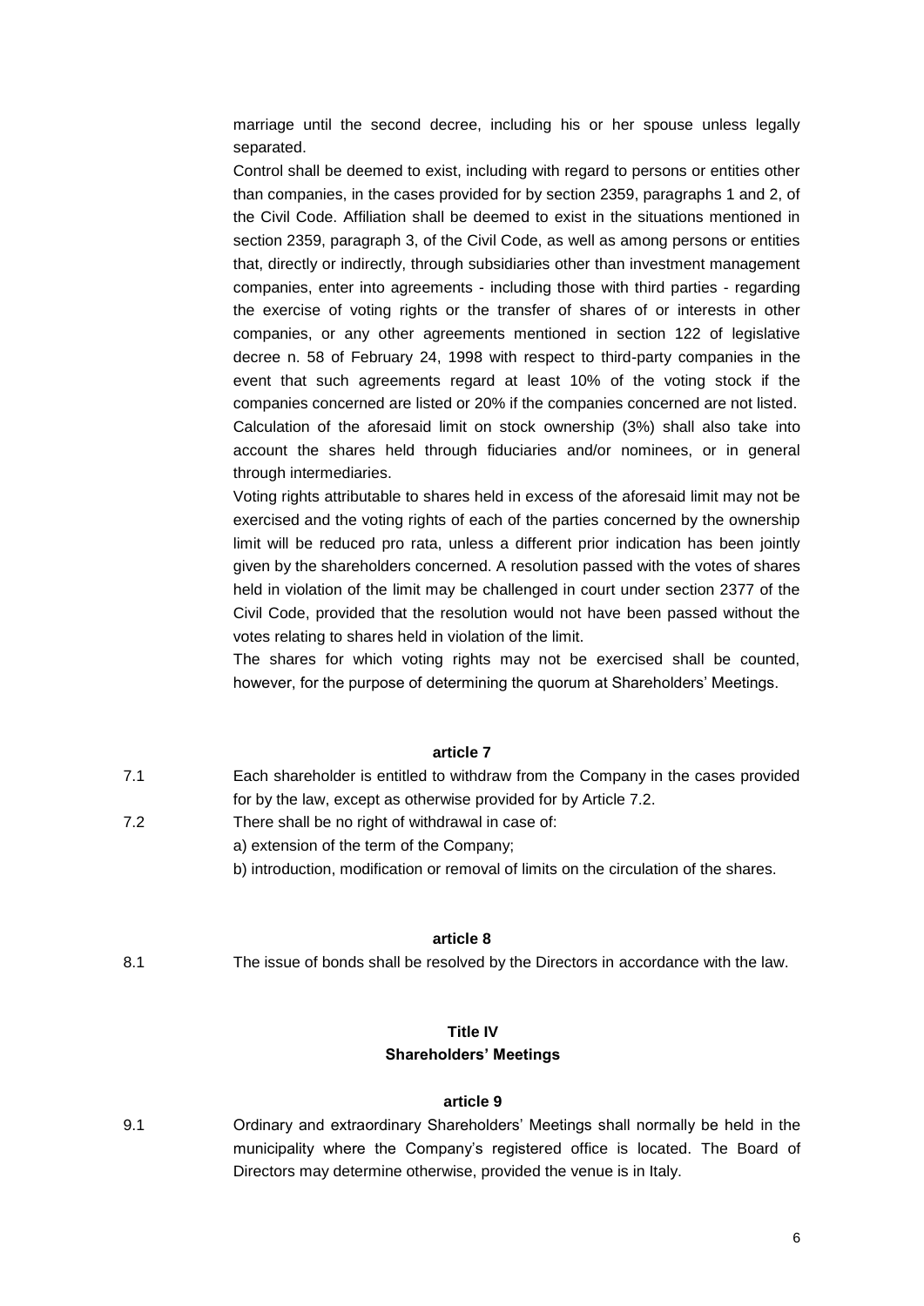marriage until the second decree, including his or her spouse unless legally separated.

Control shall be deemed to exist, including with regard to persons or entities other than companies, in the cases provided for by section 2359, paragraphs 1 and 2, of the Civil Code. Affiliation shall be deemed to exist in the situations mentioned in section 2359, paragraph 3, of the Civil Code, as well as among persons or entities that, directly or indirectly, through subsidiaries other than investment management companies, enter into agreements - including those with third parties - regarding the exercise of voting rights or the transfer of shares of or interests in other companies, or any other agreements mentioned in section 122 of legislative decree n. 58 of February 24, 1998 with respect to third-party companies in the event that such agreements regard at least 10% of the voting stock if the companies concerned are listed or 20% if the companies concerned are not listed.

Calculation of the aforesaid limit on stock ownership (3%) shall also take into account the shares held through fiduciaries and/or nominees, or in general through intermediaries.

Voting rights attributable to shares held in excess of the aforesaid limit may not be exercised and the voting rights of each of the parties concerned by the ownership limit will be reduced pro rata, unless a different prior indication has been jointly given by the shareholders concerned. A resolution passed with the votes of shares held in violation of the limit may be challenged in court under section 2377 of the Civil Code, provided that the resolution would not have been passed without the votes relating to shares held in violation of the limit.

The shares for which voting rights may not be exercised shall be counted, however, for the purpose of determining the quorum at Shareholders' Meetings.

**article 7**

7.1 Each shareholder is entitled to withdraw from the Company in the cases provided for by the law, except as otherwise provided for by Article 7.2.

7.2 There shall be no right of withdrawal in case of:

a) extension of the term of the Company;

b) introduction, modification or removal of limits on the circulation of the shares.

**article 8**

8.1 The issue of bonds shall be resolved by the Directors in accordance with the law.

## Title IV
## Shareholders' Meetings

**article 9**

9.1 Ordinary and extraordinary Shareholders' Meetings shall normally be held in the municipality where the Company's registered office is located. The Board of Directors may determine otherwise, provided the venue is in Italy.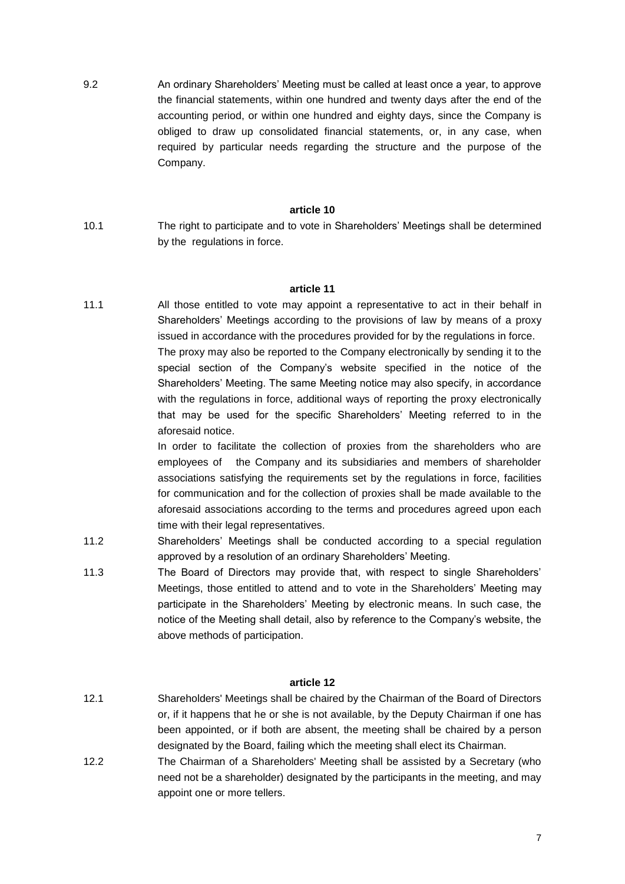9.2 An ordinary Shareholders' Meeting must be called at least once a year, to approve the financial statements, within one hundred and twenty days after the end of the accounting period, or within one hundred and eighty days, since the Company is obliged to draw up consolidated financial statements, or, in any case, when required by particular needs regarding the structure and the purpose of the Company.

### article 10

10.1 The right to participate and to vote in Shareholders' Meetings shall be determined by the regulations in force.

### article 11

11.1 All those entitled to vote may appoint a representative to act in their behalf in Shareholders' Meetings according to the provisions of law by means of a proxy issued in accordance with the procedures provided for by the regulations in force.

The proxy may also be reported to the Company electronically by sending it to the special section of the Company's website specified in the notice of the Shareholders' Meeting. The same Meeting notice may also specify, in accordance with the regulations in force, additional ways of reporting the proxy electronically that may be used for the specific Shareholders' Meeting referred to in the aforesaid notice.

In order to facilitate the collection of proxies from the shareholders who are employees of the Company and its subsidiaries and members of shareholder associations satisfying the requirements set by the regulations in force, facilities for communication and for the collection of proxies shall be made available to the aforesaid associations according to the terms and procedures agreed upon each time with their legal representatives.

11.2 Shareholders' Meetings shall be conducted according to a special regulation approved by a resolution of an ordinary Shareholders' Meeting.

11.3 The Board of Directors may provide that, with respect to single Shareholders' Meetings, those entitled to attend and to vote in the Shareholders' Meeting may participate in the Shareholders' Meeting by electronic means. In such case, the notice of the Meeting shall detail, also by reference to the Company's website, the above methods of participation.

### article 12

12.1 Shareholders' Meetings shall be chaired by the Chairman of the Board of Directors or, if it happens that he or she is not available, by the Deputy Chairman if one has been appointed, or if both are absent, the meeting shall be chaired by a person designated by the Board, failing which the meeting shall elect its Chairman.

12.2 The Chairman of a Shareholders' Meeting shall be assisted by a Secretary (who need not be a shareholder) designated by the participants in the meeting, and may appoint one or more tellers.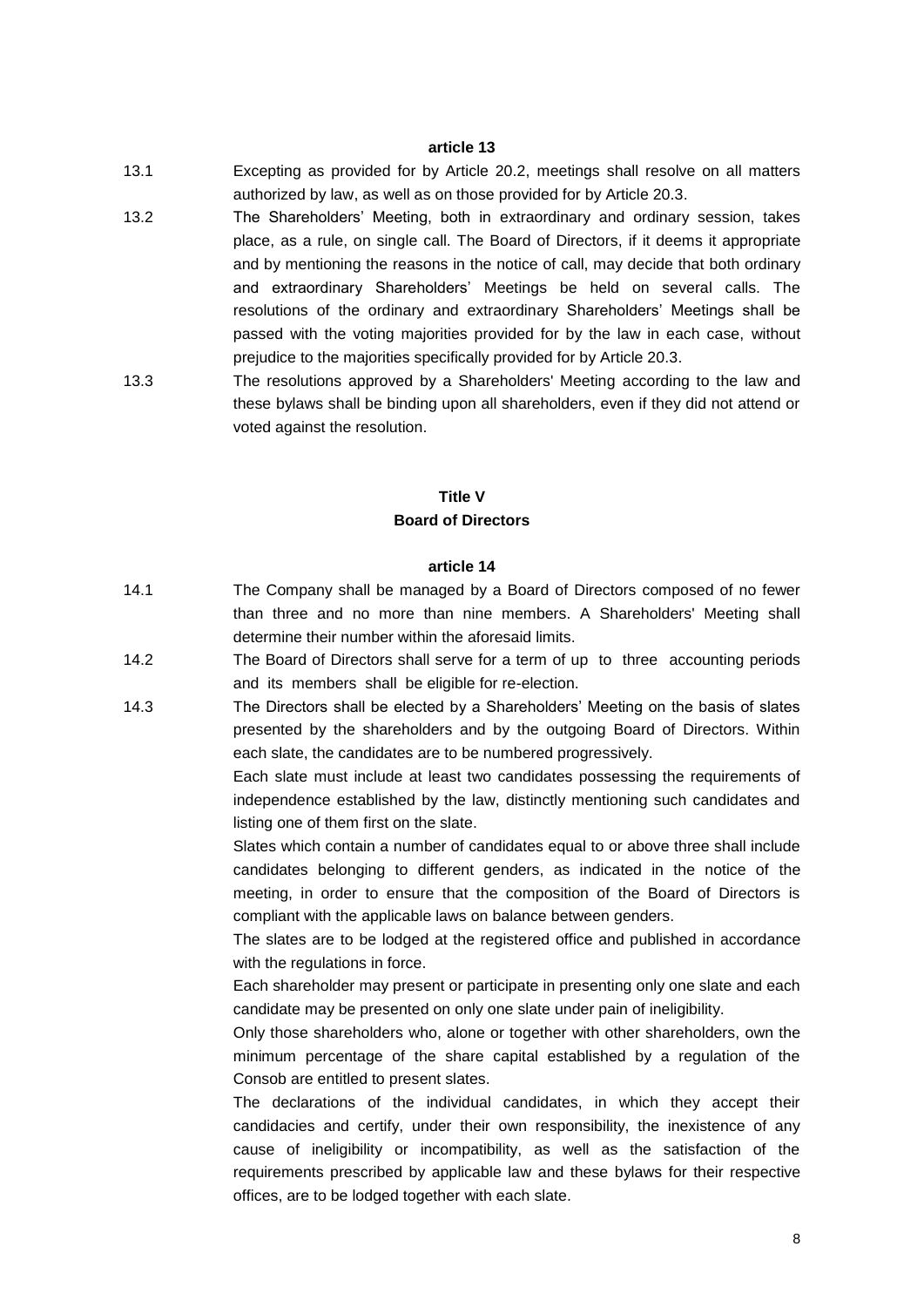**article 13**

13.1 Excepting as provided for by Article 20.2, meetings shall resolve on all matters authorized by law, as well as on those provided for by Article 20.3.

13.2 The Shareholders' Meeting, both in extraordinary and ordinary session, takes place, as a rule, on single call. The Board of Directors, if it deems it appropriate and by mentioning the reasons in the notice of call, may decide that both ordinary and extraordinary Shareholders' Meetings be held on several calls. The resolutions of the ordinary and extraordinary Shareholders' Meetings shall be passed with the voting majorities provided for by the law in each case, without prejudice to the majorities specifically provided for by Article 20.3.

13.3 The resolutions approved by a Shareholders' Meeting according to the law and these bylaws shall be binding upon all shareholders, even if they did not attend or voted against the resolution.

## Title V
## Board of Directors

**article 14**

14.1 The Company shall be managed by a Board of Directors composed of no fewer than three and no more than nine members. A Shareholders' Meeting shall determine their number within the aforesaid limits.

14.2 The Board of Directors shall serve for a term of up to three accounting periods and its members shall be eligible for re-election.

14.3 The Directors shall be elected by a Shareholders' Meeting on the basis of slates presented by the shareholders and by the outgoing Board of Directors. Within each slate, the candidates are to be numbered progressively.

Each slate must include at least two candidates possessing the requirements of independence established by the law, distinctly mentioning such candidates and listing one of them first on the slate.

Slates which contain a number of candidates equal to or above three shall include candidates belonging to different genders, as indicated in the notice of the meeting, in order to ensure that the composition of the Board of Directors is compliant with the applicable laws on balance between genders.

The slates are to be lodged at the registered office and published in accordance with the regulations in force.

Each shareholder may present or participate in presenting only one slate and each candidate may be presented on only one slate under pain of ineligibility.

Only those shareholders who, alone or together with other shareholders, own the minimum percentage of the share capital established by a regulation of the Consob are entitled to present slates.

The declarations of the individual candidates, in which they accept their candidacies and certify, under their own responsibility, the inexistence of any cause of ineligibility or incompatibility, as well as the satisfaction of the requirements prescribed by applicable law and these bylaws for their respective offices, are to be lodged together with each slate.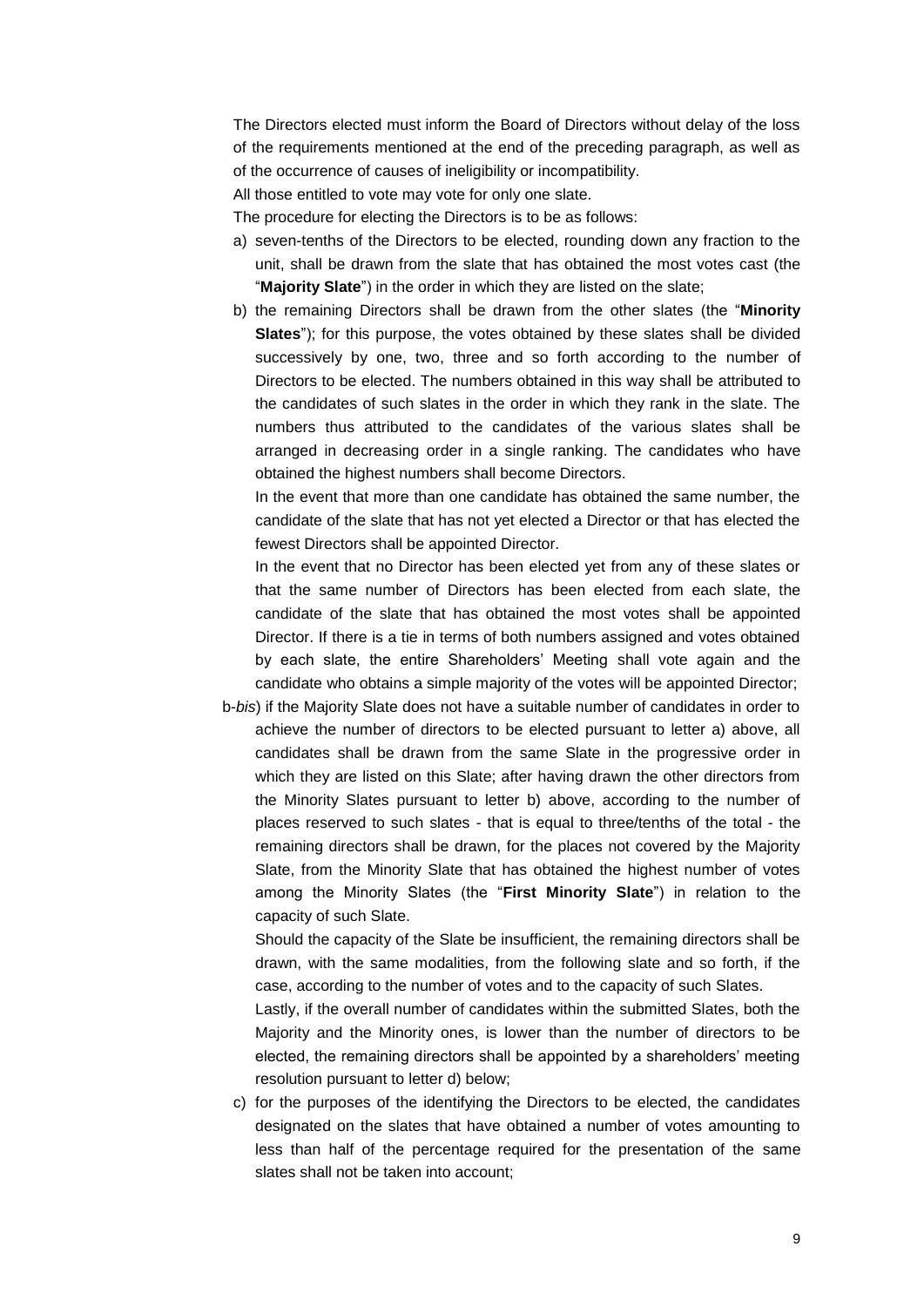The Directors elected must inform the Board of Directors without delay of the loss of the requirements mentioned at the end of the preceding paragraph, as well as of the occurrence of causes of ineligibility or incompatibility.

All those entitled to vote may vote for only one slate.

The procedure for electing the Directors is to be as follows:

a) seven-tenths of the Directors to be elected, rounding down any fraction to the unit, shall be drawn from the slate that has obtained the most votes cast (the "**Majority Slate**") in the order in which they are listed on the slate;

b) the remaining Directors shall be drawn from the other slates (the "**Minority Slates**"); for this purpose, the votes obtained by these slates shall be divided successively by one, two, three and so forth according to the number of Directors to be elected. The numbers obtained in this way shall be attributed to the candidates of such slates in the order in which they rank in the slate. The numbers thus attributed to the candidates of the various slates shall be arranged in decreasing order in a single ranking. The candidates who have obtained the highest numbers shall become Directors.

   In the event that more than one candidate has obtained the same number, the candidate of the slate that has not yet elected a Director or that has elected the fewest Directors shall be appointed Director.

   In the event that no Director has been elected yet from any of these slates or that the same number of Directors has been elected from each slate, the candidate of the slate that has obtained the most votes shall be appointed Director. If there is a tie in terms of both numbers assigned and votes obtained by each slate, the entire Shareholders' Meeting shall vote again and the candidate who obtains a simple majority of the votes will be appointed Director;

b-*bis*) if the Majority Slate does not have a suitable number of candidates in order to achieve the number of directors to be elected pursuant to letter a) above, all candidates shall be drawn from the same Slate in the progressive order in which they are listed on this Slate; after having drawn the other directors from the Minority Slates pursuant to letter b) above, according to the number of places reserved to such slates - that is equal to three/tenths of the total - the remaining directors shall be drawn, for the places not covered by the Majority Slate, from the Minority Slate that has obtained the highest number of votes among the Minority Slates (the "**First Minority Slate**") in relation to the capacity of such Slate.

   Should the capacity of the Slate be insufficient, the remaining directors shall be drawn, with the same modalities, from the following slate and so forth, if the case, according to the number of votes and to the capacity of such Slates.

   Lastly, if the overall number of candidates within the submitted Slates, both the Majority and the Minority ones, is lower than the number of directors to be elected, the remaining directors shall be appointed by a shareholders' meeting resolution pursuant to letter d) below;

c) for the purposes of the identifying the Directors to be elected, the candidates designated on the slates that have obtained a number of votes amounting to less than half of the percentage required for the presentation of the same slates shall not be taken into account;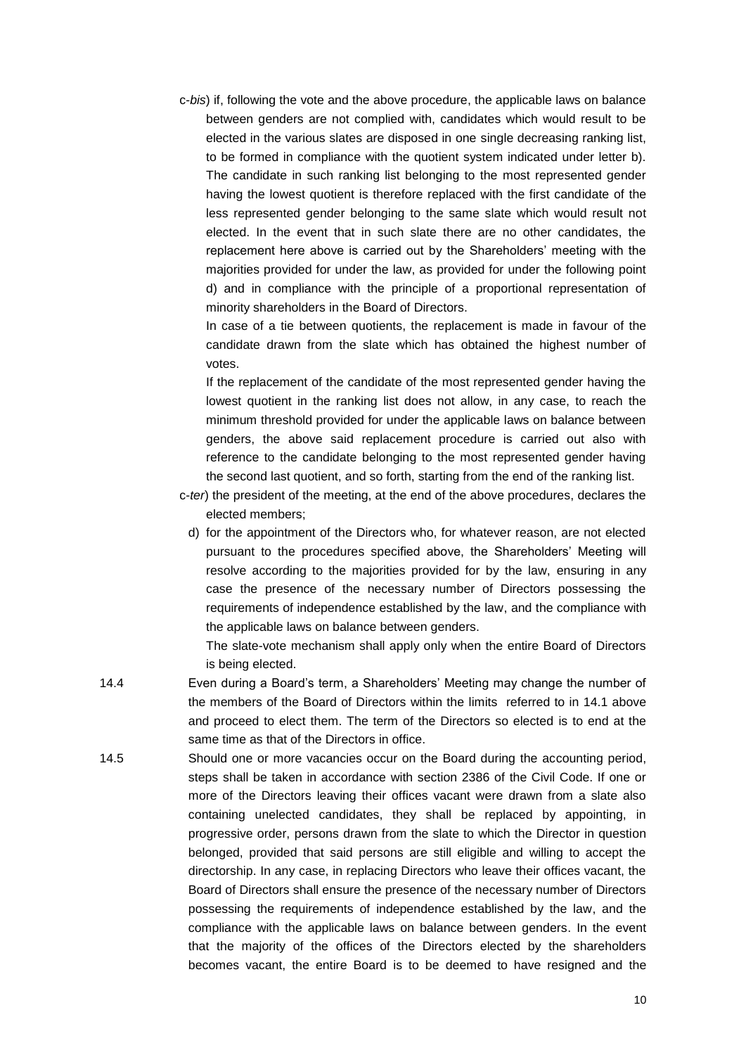c-*bis*) if, following the vote and the above procedure, the applicable laws on balance between genders are not complied with, candidates which would result to be elected in the various slates are disposed in one single decreasing ranking list, to be formed in compliance with the quotient system indicated under letter b). The candidate in such ranking list belonging to the most represented gender having the lowest quotient is therefore replaced with the first candidate of the less represented gender belonging to the same slate which would result not elected. In the event that in such slate there are no other candidates, the replacement here above is carried out by the Shareholders' meeting with the majorities provided for under the law, as provided for under the following point d) and in compliance with the principle of a proportional representation of minority shareholders in the Board of Directors.

In case of a tie between quotients, the replacement is made in favour of the candidate drawn from the slate which has obtained the highest number of votes.

If the replacement of the candidate of the most represented gender having the lowest quotient in the ranking list does not allow, in any case, to reach the minimum threshold provided for under the applicable laws on balance between genders, the above said replacement procedure is carried out also with reference to the candidate belonging to the most represented gender having the second last quotient, and so forth, starting from the end of the ranking list.

c-*ter*) the president of the meeting, at the end of the above procedures, declares the elected members;

d) for the appointment of the Directors who, for whatever reason, are not elected pursuant to the procedures specified above, the Shareholders' Meeting will resolve according to the majorities provided for by the law, ensuring in any case the presence of the necessary number of Directors possessing the requirements of independence established by the law, and the compliance with the applicable laws on balance between genders.

The slate-vote mechanism shall apply only when the entire Board of Directors is being elected.

14.4 Even during a Board's term, a Shareholders' Meeting may change the number of the members of the Board of Directors within the limits referred to in 14.1 above and proceed to elect them. The term of the Directors so elected is to end at the same time as that of the Directors in office.

14.5 Should one or more vacancies occur on the Board during the accounting period, steps shall be taken in accordance with section 2386 of the Civil Code. If one or more of the Directors leaving their offices vacant were drawn from a slate also containing unelected candidates, they shall be replaced by appointing, in progressive order, persons drawn from the slate to which the Director in question belonged, provided that said persons are still eligible and willing to accept the directorship. In any case, in replacing Directors who leave their offices vacant, the Board of Directors shall ensure the presence of the necessary number of Directors possessing the requirements of independence established by the law, and the compliance with the applicable laws on balance between genders. In the event that the majority of the offices of the Directors elected by the shareholders becomes vacant, the entire Board is to be deemed to have resigned and the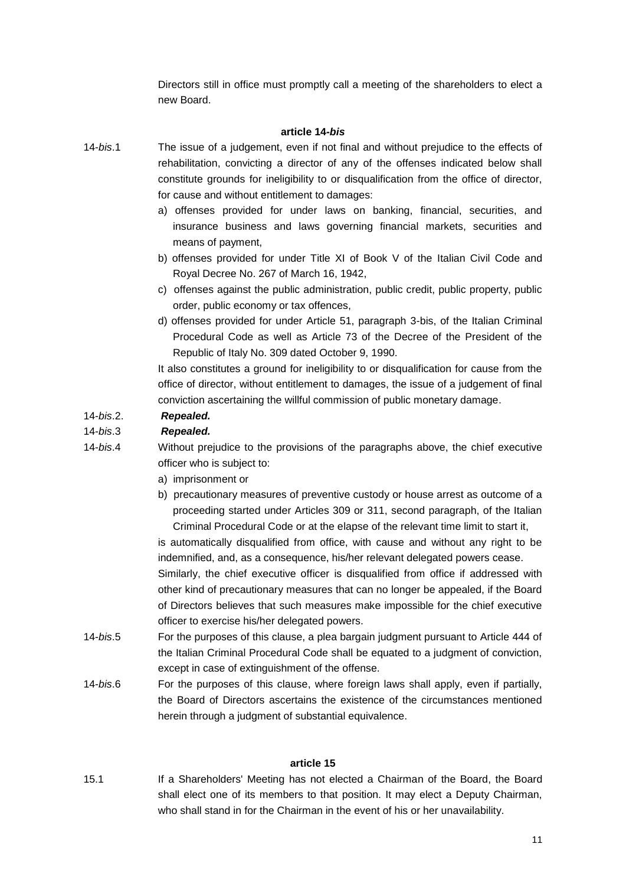Directors still in office must promptly call a meeting of the shareholders to elect a new Board.

### article 14-*bis*

14-*bis*.1 The issue of a judgement, even if not final and without prejudice to the effects of rehabilitation, convicting a director of any of the offenses indicated below shall constitute grounds for ineligibility to or disqualification from the office of director, for cause and without entitlement to damages:

a) offenses provided for under laws on banking, financial, securities, and insurance business and laws governing financial markets, securities and means of payment,

b) offenses provided for under Title XI of Book V of the Italian Civil Code and Royal Decree No. 267 of March 16, 1942,

c) offenses against the public administration, public credit, public property, public order, public economy or tax offences,

d) offenses provided for under Article 51, paragraph 3-bis, of the Italian Criminal Procedural Code as well as Article 73 of the Decree of the President of the Republic of Italy No. 309 dated October 9, 1990.

It also constitutes a ground for ineligibility to or disqualification for cause from the office of director, without entitlement to damages, the issue of a judgement of final conviction ascertaining the willful commission of public monetary damage.

14-*bis*.2. ***Repealed.***

14-*bis*.3 ***Repealed.***

14-*bis*.4 Without prejudice to the provisions of the paragraphs above, the chief executive officer who is subject to:

a) imprisonment or

b) precautionary measures of preventive custody or house arrest as outcome of a proceeding started under Articles 309 or 311, second paragraph, of the Italian Criminal Procedural Code or at the elapse of the relevant time limit to start it,

is automatically disqualified from office, with cause and without any right to be indemnified, and, as a consequence, his/her relevant delegated powers cease.

Similarly, the chief executive officer is disqualified from office if addressed with other kind of precautionary measures that can no longer be appealed, if the Board of Directors believes that such measures make impossible for the chief executive officer to exercise his/her delegated powers.

14-*bis*.5 For the purposes of this clause, a plea bargain judgment pursuant to Article 444 of the Italian Criminal Procedural Code shall be equated to a judgment of conviction, except in case of extinguishment of the offense.

14-*bis*.6 For the purposes of this clause, where foreign laws shall apply, even if partially, the Board of Directors ascertains the existence of the circumstances mentioned herein through a judgment of substantial equivalence.

### article 15

15.1 If a Shareholders' Meeting has not elected a Chairman of the Board, the Board shall elect one of its members to that position. It may elect a Deputy Chairman, who shall stand in for the Chairman in the event of his or her unavailability.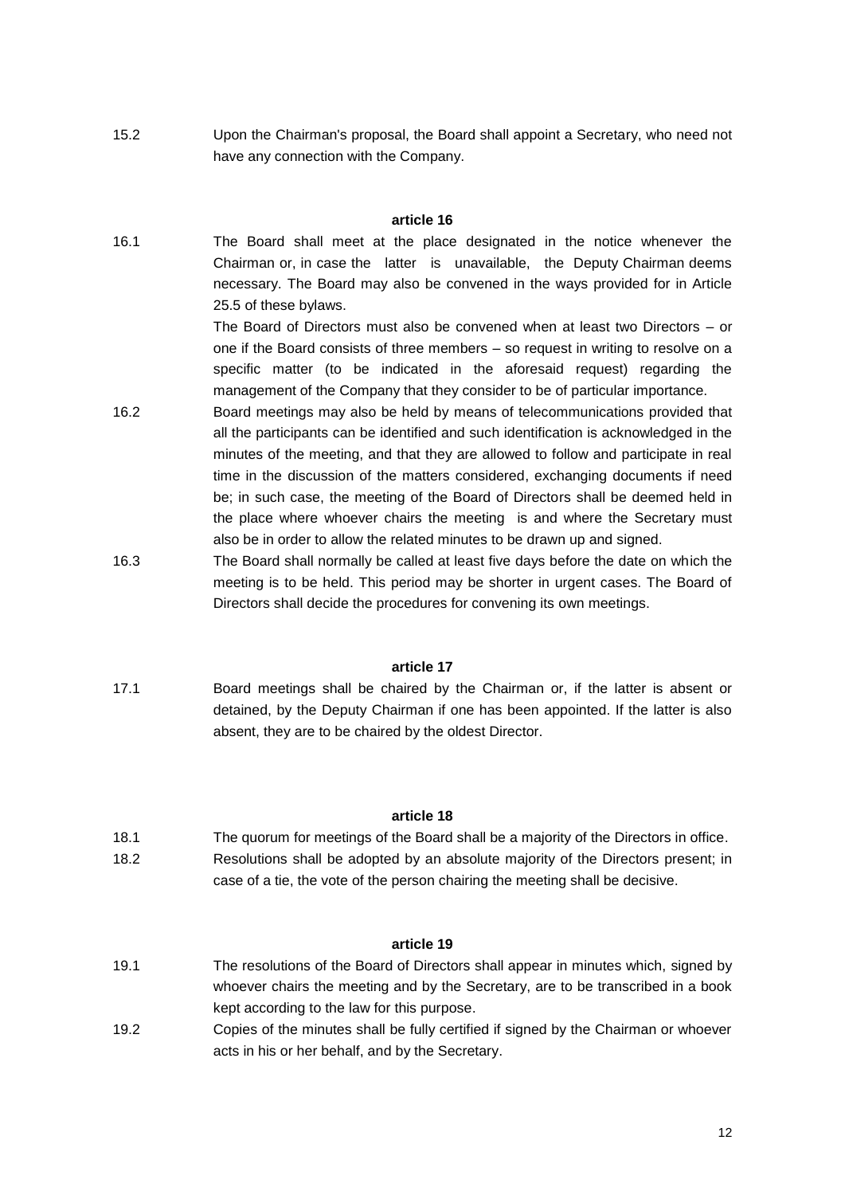15.2 Upon the Chairman's proposal, the Board shall appoint a Secretary, who need not have any connection with the Company.

**article 16**

16.1 The Board shall meet at the place designated in the notice whenever the Chairman or, in case the latter is unavailable, the Deputy Chairman deems necessary. The Board may also be convened in the ways provided for in Article 25.5 of these bylaws.

The Board of Directors must also be convened when at least two Directors – or one if the Board consists of three members – so request in writing to resolve on a specific matter (to be indicated in the aforesaid request) regarding the management of the Company that they consider to be of particular importance.

16.2 Board meetings may also be held by means of telecommunications provided that all the participants can be identified and such identification is acknowledged in the minutes of the meeting, and that they are allowed to follow and participate in real time in the discussion of the matters considered, exchanging documents if need be; in such case, the meeting of the Board of Directors shall be deemed held in the place where whoever chairs the meeting is and where the Secretary must also be in order to allow the related minutes to be drawn up and signed.

16.3 The Board shall normally be called at least five days before the date on which the meeting is to be held. This period may be shorter in urgent cases. The Board of Directors shall decide the procedures for convening its own meetings.

**article 17**

17.1 Board meetings shall be chaired by the Chairman or, if the latter is absent or detained, by the Deputy Chairman if one has been appointed. If the latter is also absent, they are to be chaired by the oldest Director.

**article 18**

18.1 The quorum for meetings of the Board shall be a majority of the Directors in office.

18.2 Resolutions shall be adopted by an absolute majority of the Directors present; in case of a tie, the vote of the person chairing the meeting shall be decisive.

**article 19**

19.1 The resolutions of the Board of Directors shall appear in minutes which, signed by whoever chairs the meeting and by the Secretary, are to be transcribed in a book kept according to the law for this purpose.

19.2 Copies of the minutes shall be fully certified if signed by the Chairman or whoever acts in his or her behalf, and by the Secretary.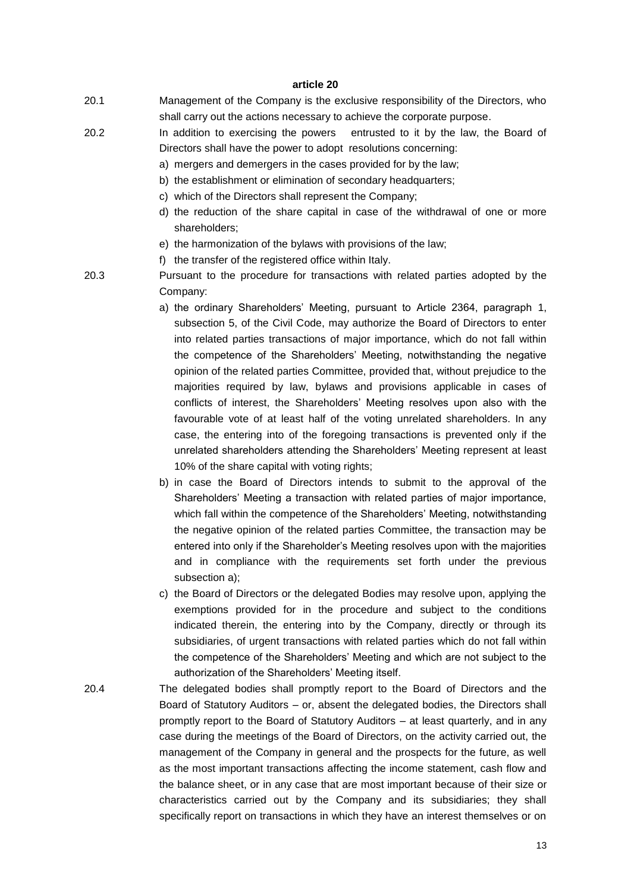**article 20**

20.1 Management of the Company is the exclusive responsibility of the Directors, who shall carry out the actions necessary to achieve the corporate purpose.

20.2 In addition to exercising the powers entrusted to it by the law, the Board of Directors shall have the power to adopt resolutions concerning:

a) mergers and demergers in the cases provided for by the law;
b) the establishment or elimination of secondary headquarters;
c) which of the Directors shall represent the Company;
d) the reduction of the share capital in case of the withdrawal of one or more shareholders;
e) the harmonization of the bylaws with provisions of the law;
f) the transfer of the registered office within Italy.

20.3 Pursuant to the procedure for transactions with related parties adopted by the Company:

a) the ordinary Shareholders' Meeting, pursuant to Article 2364, paragraph 1, subsection 5, of the Civil Code, may authorize the Board of Directors to enter into related parties transactions of major importance, which do not fall within the competence of the Shareholders' Meeting, notwithstanding the negative opinion of the related parties Committee, provided that, without prejudice to the majorities required by law, bylaws and provisions applicable in cases of conflicts of interest, the Shareholders' Meeting resolves upon also with the favourable vote of at least half of the voting unrelated shareholders. In any case, the entering into of the foregoing transactions is prevented only if the unrelated shareholders attending the Shareholders' Meeting represent at least 10% of the share capital with voting rights;
b) in case the Board of Directors intends to submit to the approval of the Shareholders' Meeting a transaction with related parties of major importance, which fall within the competence of the Shareholders' Meeting, notwithstanding the negative opinion of the related parties Committee, the transaction may be entered into only if the Shareholder's Meeting resolves upon with the majorities and in compliance with the requirements set forth under the previous subsection a);
c) the Board of Directors or the delegated Bodies may resolve upon, applying the exemptions provided for in the procedure and subject to the conditions indicated therein, the entering into by the Company, directly or through its subsidiaries, of urgent transactions with related parties which do not fall within the competence of the Shareholders' Meeting and which are not subject to the authorization of the Shareholders' Meeting itself.

20.4 The delegated bodies shall promptly report to the Board of Directors and the Board of Statutory Auditors – or, absent the delegated bodies, the Directors shall promptly report to the Board of Statutory Auditors – at least quarterly, and in any case during the meetings of the Board of Directors, on the activity carried out, the management of the Company in general and the prospects for the future, as well as the most important transactions affecting the income statement, cash flow and the balance sheet, or in any case that are most important because of their size or characteristics carried out by the Company and its subsidiaries; they shall specifically report on transactions in which they have an interest themselves or on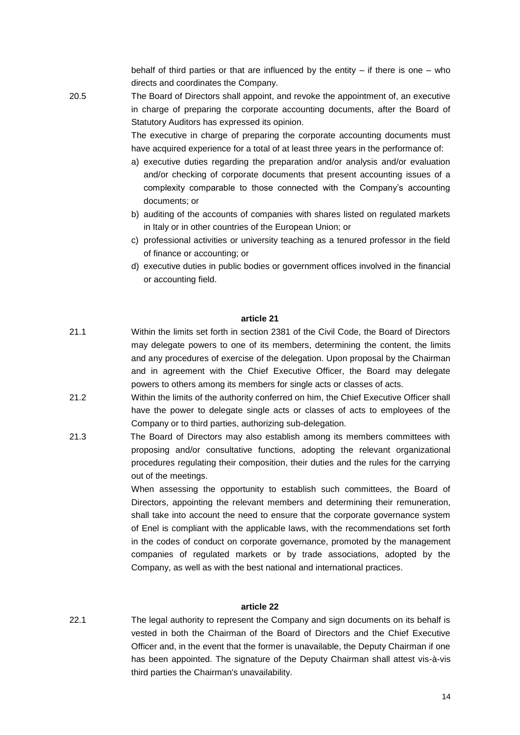behalf of third parties or that are influenced by the entity – if there is one – who directs and coordinates the Company.

20.5 The Board of Directors shall appoint, and revoke the appointment of, an executive in charge of preparing the corporate accounting documents, after the Board of Statutory Auditors has expressed its opinion.

The executive in charge of preparing the corporate accounting documents must have acquired experience for a total of at least three years in the performance of:

a) executive duties regarding the preparation and/or analysis and/or evaluation and/or checking of corporate documents that present accounting issues of a complexity comparable to those connected with the Company's accounting documents; or
b) auditing of the accounts of companies with shares listed on regulated markets in Italy or in other countries of the European Union; or
c) professional activities or university teaching as a tenured professor in the field of finance or accounting; or
d) executive duties in public bodies or government offices involved in the financial or accounting field.

**article 21**

21.1 Within the limits set forth in section 2381 of the Civil Code, the Board of Directors may delegate powers to one of its members, determining the content, the limits and any procedures of exercise of the delegation. Upon proposal by the Chairman and in agreement with the Chief Executive Officer, the Board may delegate powers to others among its members for single acts or classes of acts.

21.2 Within the limits of the authority conferred on him, the Chief Executive Officer shall have the power to delegate single acts or classes of acts to employees of the Company or to third parties, authorizing sub-delegation.

21.3 The Board of Directors may also establish among its members committees with proposing and/or consultative functions, adopting the relevant organizational procedures regulating their composition, their duties and the rules for the carrying out of the meetings.

When assessing the opportunity to establish such committees, the Board of Directors, appointing the relevant members and determining their remuneration, shall take into account the need to ensure that the corporate governance system of Enel is compliant with the applicable laws, with the recommendations set forth in the codes of conduct on corporate governance, promoted by the management companies of regulated markets or by trade associations, adopted by the Company, as well as with the best national and international practices.

**article 22**

22.1 The legal authority to represent the Company and sign documents on its behalf is vested in both the Chairman of the Board of Directors and the Chief Executive Officer and, in the event that the former is unavailable, the Deputy Chairman if one has been appointed. The signature of the Deputy Chairman shall attest vis-à-vis third parties the Chairman's unavailability.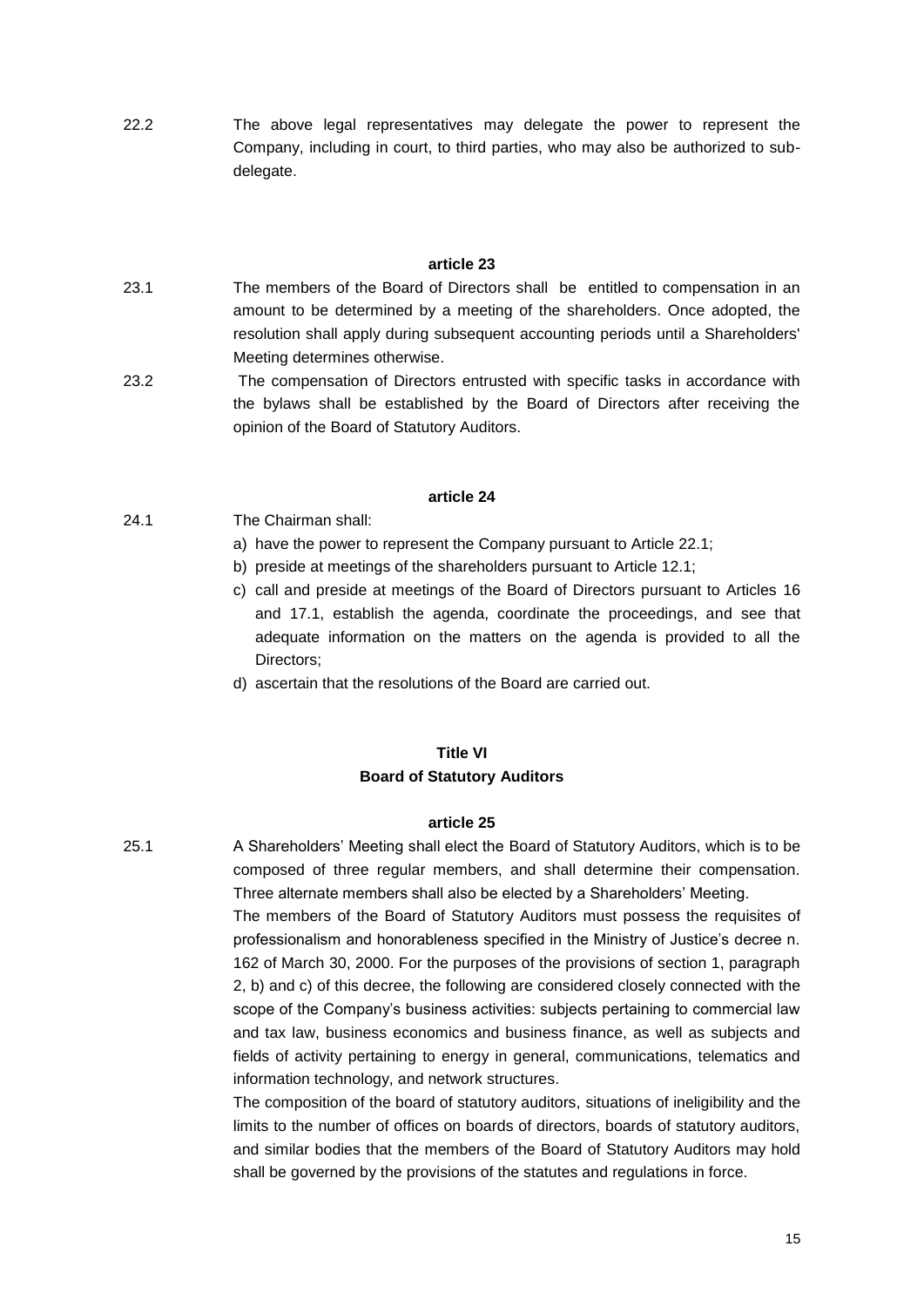22.2 The above legal representatives may delegate the power to represent the Company, including in court, to third parties, who may also be authorized to sub-delegate.

**article 23**

23.1 The members of the Board of Directors shall be entitled to compensation in an amount to be determined by a meeting of the shareholders. Once adopted, the resolution shall apply during subsequent accounting periods until a Shareholders' Meeting determines otherwise.

23.2 The compensation of Directors entrusted with specific tasks in accordance with the bylaws shall be established by the Board of Directors after receiving the opinion of the Board of Statutory Auditors.

**article 24**

24.1 The Chairman shall:

a) have the power to represent the Company pursuant to Article 22.1;
b) preside at meetings of the shareholders pursuant to Article 12.1;
c) call and preside at meetings of the Board of Directors pursuant to Articles 16 and 17.1, establish the agenda, coordinate the proceedings, and see that adequate information on the matters on the agenda is provided to all the Directors;
d) ascertain that the resolutions of the Board are carried out.

## Title VI
## Board of Statutory Auditors

**article 25**

25.1 A Shareholders' Meeting shall elect the Board of Statutory Auditors, which is to be composed of three regular members, and shall determine their compensation. Three alternate members shall also be elected by a Shareholders' Meeting.

The members of the Board of Statutory Auditors must possess the requisites of professionalism and honorableness specified in the Ministry of Justice's decree n. 162 of March 30, 2000. For the purposes of the provisions of section 1, paragraph 2, b) and c) of this decree, the following are considered closely connected with the scope of the Company's business activities: subjects pertaining to commercial law and tax law, business economics and business finance, as well as subjects and fields of activity pertaining to energy in general, communications, telematics and information technology, and network structures.

The composition of the board of statutory auditors, situations of ineligibility and the limits to the number of offices on boards of directors, boards of statutory auditors, and similar bodies that the members of the Board of Statutory Auditors may hold shall be governed by the provisions of the statutes and regulations in force.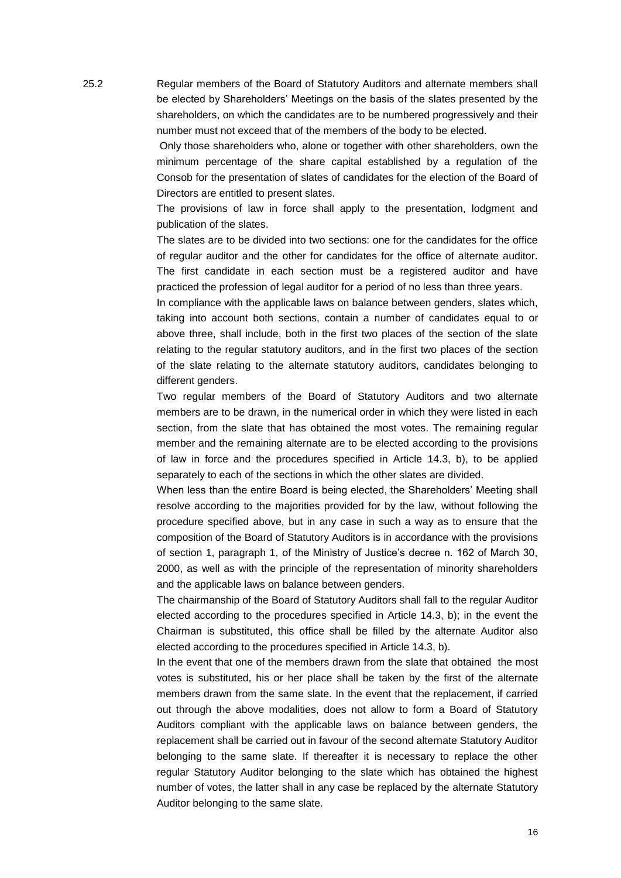25.2 Regular members of the Board of Statutory Auditors and alternate members shall be elected by Shareholders' Meetings on the basis of the slates presented by the shareholders, on which the candidates are to be numbered progressively and their number must not exceed that of the members of the body to be elected.

Only those shareholders who, alone or together with other shareholders, own the minimum percentage of the share capital established by a regulation of the Consob for the presentation of slates of candidates for the election of the Board of Directors are entitled to present slates.

The provisions of law in force shall apply to the presentation, lodgment and publication of the slates.

The slates are to be divided into two sections: one for the candidates for the office of regular auditor and the other for candidates for the office of alternate auditor. The first candidate in each section must be a registered auditor and have practiced the profession of legal auditor for a period of no less than three years.

In compliance with the applicable laws on balance between genders, slates which, taking into account both sections, contain a number of candidates equal to or above three, shall include, both in the first two places of the section of the slate relating to the regular statutory auditors, and in the first two places of the section of the slate relating to the alternate statutory auditors, candidates belonging to different genders.

Two regular members of the Board of Statutory Auditors and two alternate members are to be drawn, in the numerical order in which they were listed in each section, from the slate that has obtained the most votes. The remaining regular member and the remaining alternate are to be elected according to the provisions of law in force and the procedures specified in Article 14.3, b), to be applied separately to each of the sections in which the other slates are divided.

When less than the entire Board is being elected, the Shareholders' Meeting shall resolve according to the majorities provided for by the law, without following the procedure specified above, but in any case in such a way as to ensure that the composition of the Board of Statutory Auditors is in accordance with the provisions of section 1, paragraph 1, of the Ministry of Justice's decree n. 162 of March 30, 2000, as well as with the principle of the representation of minority shareholders and the applicable laws on balance between genders.

The chairmanship of the Board of Statutory Auditors shall fall to the regular Auditor elected according to the procedures specified in Article 14.3, b); in the event the Chairman is substituted, this office shall be filled by the alternate Auditor also elected according to the procedures specified in Article 14.3, b).

In the event that one of the members drawn from the slate that obtained the most votes is substituted, his or her place shall be taken by the first of the alternate members drawn from the same slate. In the event that the replacement, if carried out through the above modalities, does not allow to form a Board of Statutory Auditors compliant with the applicable laws on balance between genders, the replacement shall be carried out in favour of the second alternate Statutory Auditor belonging to the same slate. If thereafter it is necessary to replace the other regular Statutory Auditor belonging to the slate which has obtained the highest number of votes, the latter shall in any case be replaced by the alternate Statutory Auditor belonging to the same slate.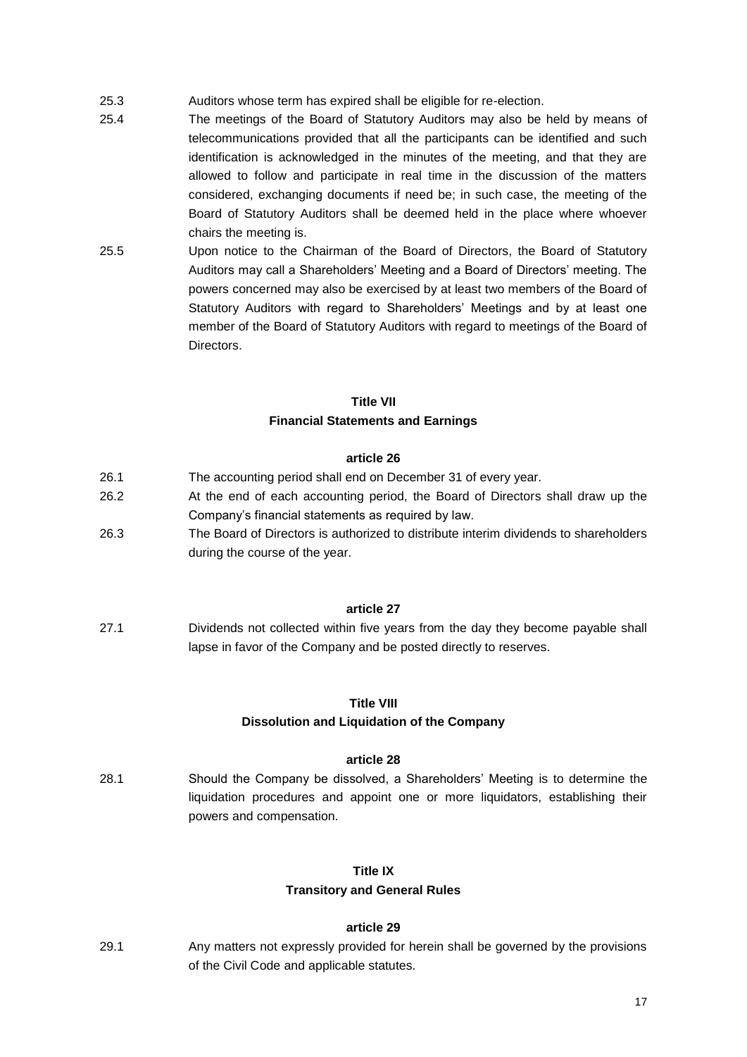25.3 Auditors whose term has expired shall be eligible for re-election.

25.4 The meetings of the Board of Statutory Auditors may also be held by means of telecommunications provided that all the participants can be identified and such identification is acknowledged in the minutes of the meeting, and that they are allowed to follow and participate in real time in the discussion of the matters considered, exchanging documents if need be; in such case, the meeting of the Board of Statutory Auditors shall be deemed held in the place where whoever chairs the meeting is.

25.5 Upon notice to the Chairman of the Board of Directors, the Board of Statutory Auditors may call a Shareholders' Meeting and a Board of Directors' meeting. The powers concerned may also be exercised by at least two members of the Board of Statutory Auditors with regard to Shareholders' Meetings and by at least one member of the Board of Statutory Auditors with regard to meetings of the Board of Directors.

## Title VII
## Financial Statements and Earnings

### article 26

26.1 The accounting period shall end on December 31 of every year.

26.2 At the end of each accounting period, the Board of Directors shall draw up the Company's financial statements as required by law.

26.3 The Board of Directors is authorized to distribute interim dividends to shareholders during the course of the year.

### article 27

27.1 Dividends not collected within five years from the day they become payable shall lapse in favor of the Company and be posted directly to reserves.

## Title VIII
## Dissolution and Liquidation of the Company

### article 28

28.1 Should the Company be dissolved, a Shareholders' Meeting is to determine the liquidation procedures and appoint one or more liquidators, establishing their powers and compensation.

## Title IX
## Transitory and General Rules

### article 29

29.1 Any matters not expressly provided for herein shall be governed by the provisions of the Civil Code and applicable statutes.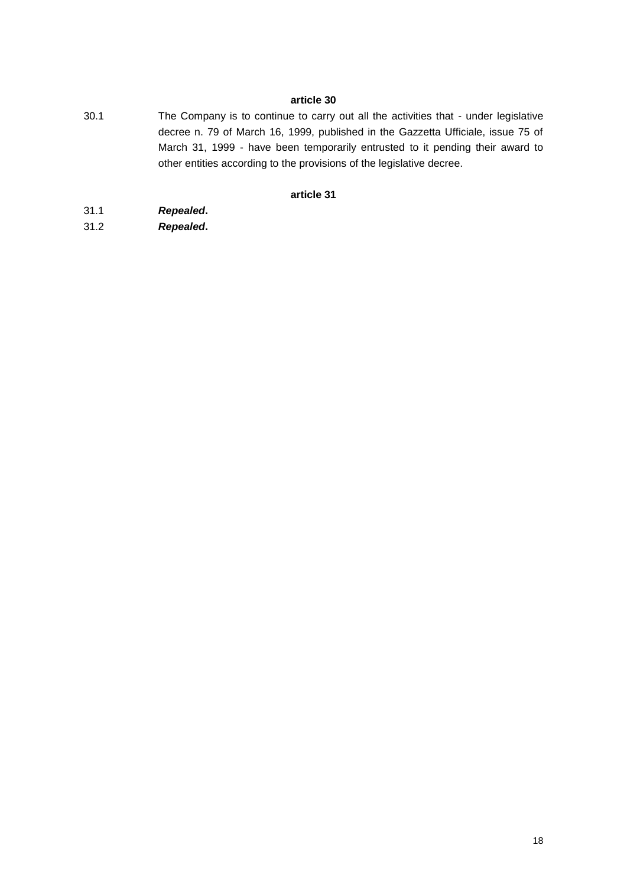**article 30**

30.1 The Company is to continue to carry out all the activities that - under legislative decree n. 79 of March 16, 1999, published in the Gazzetta Ufficiale, issue 75 of March 31, 1999 - have been temporarily entrusted to it pending their award to other entities according to the provisions of the legislative decree.

**article 31**

31.1 ***Repealed*.**

31.2 ***Repealed*.**